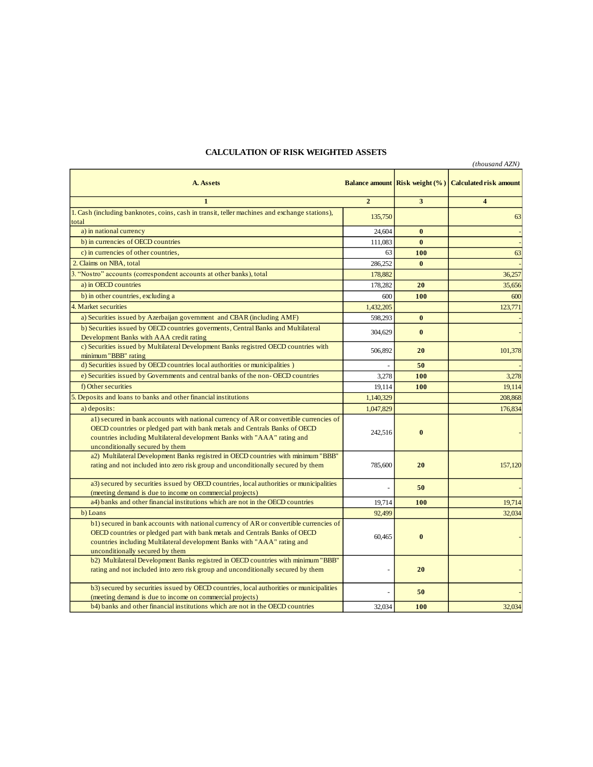## CALCULATION OF RISK WEIGHTED ASSETS

*(thousand AZN)*

| A. Assets | Balance amount | Risk weight (%) | Calculated risk amount |
|---|---|---|---|
| 1 | 2 | 3 | 4 |
| 1. Cash (including banknotes, coins, cash in transit, teller machines and exchange stations), total | 135,750 | | 63 |
| a) in national currency | 24,604 | **0** | - |
| b) in currencies of OECD countries | 111,083 | **0** | - |
| c) in currencies of other countries, | 63 | **100** | 63 |
| 2. Claims on NBA, total | 286,252 | **0** | - |
| 3. "Nostro" accounts (correspondent accounts at other banks), total | 178,882 | | 36,257 |
| a) in OECD countries | 178,282 | **20** | 35,656 |
| b) in other countries, excluding a | 600 | **100** | 600 |
| 4. Market securities | 1,432,205 | | 123,771 |
| a) Securities issued by Azerbaijan government and CBAR (including AMF) | 598,293 | **0** | - |
| b) Securities issued by OECD countries goverments, Central Banks and Multilateral Development Banks with AAA credit rating | 304,629 | **0** | - |
| c) Securities issued by Multilateral Development Banks registred OECD countries with minimum "BBB" rating | 506,892 | **20** | 101,378 |
| d) Securities issued by OECD countries local authorities or municipalities ) | - | **50** | - |
| e) Securities issued by Governments and central banks of the non- OECD countries | 3,278 | **100** | 3,278 |
| f) Other securities | 19,114 | **100** | 19,114 |
| 5. Deposits and loans to banks and other financial institutions | 1,140,329 | | 208,868 |
| a) deposits: | 1,047,829 | | 176,834 |
| a1) secured in bank accounts with national currency of AR or convertible currencies of OECD countries or pledged part with bank metals and Centrals Banks of OECD countries including Multilateral development Banks with "AAA" rating and unconditionally secured by them | 242,516 | **0** | - |
| a2) Multilateral Development Banks registred in OECD countries with minimum "BBB" rating and not included into zero risk group and unconditionally secured by them | 785,600 | **20** | 157,120 |
| a3) secured by securities issued by OECD countries, local authorities or municipalities (meeting demand is due to income on commercial projects) | - | **50** | - |
| a4) banks and other financial institutions which are not in the OECD countries | 19,714 | **100** | 19,714 |
| b) Loans | 92,499 | | 32,034 |
| b1) secured in bank accounts with national currency of AR or convertible currencies of OECD countries or pledged part with bank metals and Centrals Banks of OECD countries including Multilateral development Banks with "AAA" rating and unconditionally secured by them | 60,465 | **0** | - |
| b2) Multilateral Development Banks registred in OECD countries with minimum "BBB" rating and not included into zero risk group and unconditionally secured by them | - | **20** | - |
| b3) secured by securities issued by OECD countries, local authorities or municipalities (meeting demand is due to income on commercial projects) | - | **50** | - |
| b4) banks and other financial institutions which are not in the OECD countries | 32,034 | **100** | 32,034 |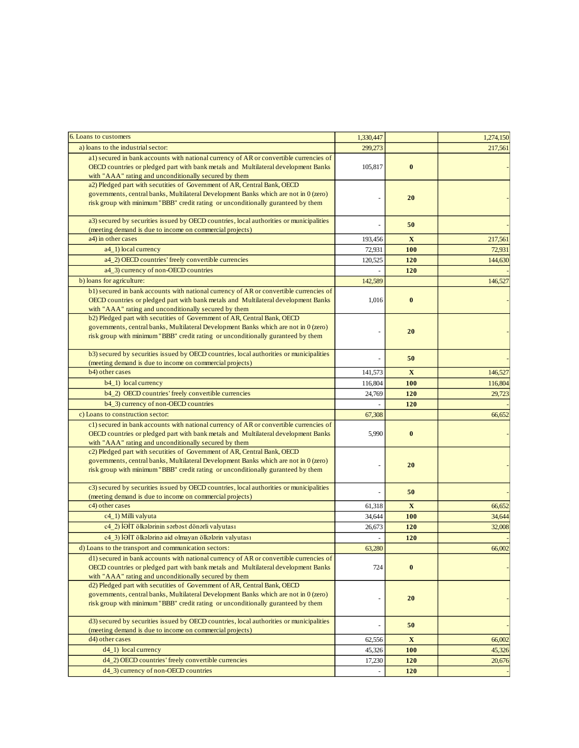| | | | |
|---|---|---|---|
| 6. Loans to customers | 1,330,447 | | 1,274,150 |
| a) loans to the industrial sector: | 299,273 | | 217,561 |
| a1) secured in bank accounts with national currency of AR or convertible currencies of OECD countries or pledged part with bank metals and Multilateral development Banks with "AAA" rating and unconditionally secured by them | 105,817 | **0** | - |
| a2) Pledged part with secutities of Government of AR, Central Bank, OECD governments, central banks, Multilateral Development Banks which are not in 0 (zero) risk group with minimum "BBB" credit rating or unconditionally guranteed by them | - | **20** | - |
| a3) secured by securities issued by OECD countries, local authorities or municipalities (meeting demand is due to income on commercial projects) | - | **50** | - |
| a4) in other cases | 193,456 | **X** | 217,561 |
| a4_1) local currency | 72,931 | **100** | 72,931 |
| a4_2) OECD countries' freely convertible currencies | 120,525 | **120** | 144,630 |
| a4_3) currency of non-OECD countries | - | **120** | - |
| b) loans for agriculture: | 142,589 | | 146,527 |
| b1) secured in bank accounts with national currency of AR or convertible currencies of OECD countries or pledged part with bank metals and Multilateral development Banks with "AAA" rating and unconditionally secured by them | 1,016 | **0** | - |
| b2) Pledged part with secutities of Government of AR, Central Bank, OECD governments, central banks, Multilateral Development Banks which are not in 0 (zero) risk group with minimum "BBB" credit rating or unconditionally guranteed by them | - | **20** | - |
| b3) secured by securities issued by OECD countries, local authorities or municipalities (meeting demand is due to income on commercial projects) | - | **50** | - |
| b4) other cases | 141,573 | **X** | 146,527 |
| b4_1) local currency | 116,804 | **100** | 116,804 |
| b4_2) OECD countries' freely convertible currencies | 24,769 | **120** | 29,723 |
| b4_3) currency of non-OECD countries | - | **120** | - |
| c) Loans to construction sector: | 67,308 | | 66,652 |
| c1) secured in bank accounts with national currency of AR or convertible currencies of OECD countries or pledged part with bank metals and Multilateral development Banks with "AAA" rating and unconditionally secured by them | 5,990 | **0** | - |
| c2) Pledged part with secutities of Government of AR, Central Bank, OECD governments, central banks, Multilateral Development Banks which are not in 0 (zero) risk group with minimum "BBB" credit rating or unconditionally guranteed by them | - | **20** | - |
| c3) secured by securities issued by OECD countries, local authorities or municipalities (meeting demand is due to income on commercial projects) | - | **50** | - |
| c4) other cases | 61,318 | **X** | 66,652 |
| c4_1) Milli valyuta | 34,644 | **100** | 34,644 |
| c4_2) İƏİT ölkələrinin sərbəst dönərli valyutası | 26,673 | **120** | 32,008 |
| c4_3) İƏİT ölkələrinə aid olmayan ölkələrin valyutası | - | **120** | - |
| d) Loans to the transport and communication sectors: | 63,280 | | 66,002 |
| d1) secured in bank accounts with national currency of AR or convertible currencies of OECD countries or pledged part with bank metals and Multilateral development Banks with "AAA" rating and unconditionally secured by them | 724 | **0** | - |
| d2) Pledged part with secutities of Government of AR, Central Bank, OECD governments, central banks, Multilateral Development Banks which are not in 0 (zero) risk group with minimum "BBB" credit rating or unconditionally guranteed by them | - | **20** | - |
| d3) secured by securities issued by OECD countries, local authorities or municipalities (meeting demand is due to income on commercial projects) | - | **50** | - |
| d4) other cases | 62,556 | **X** | 66,002 |
| d4_1) local currency | 45,326 | **100** | 45,326 |
| d4_2) OECD countries' freely convertible currencies | 17,230 | **120** | 20,676 |
| d4_3) currency of non-OECD countries | - | **120** | - |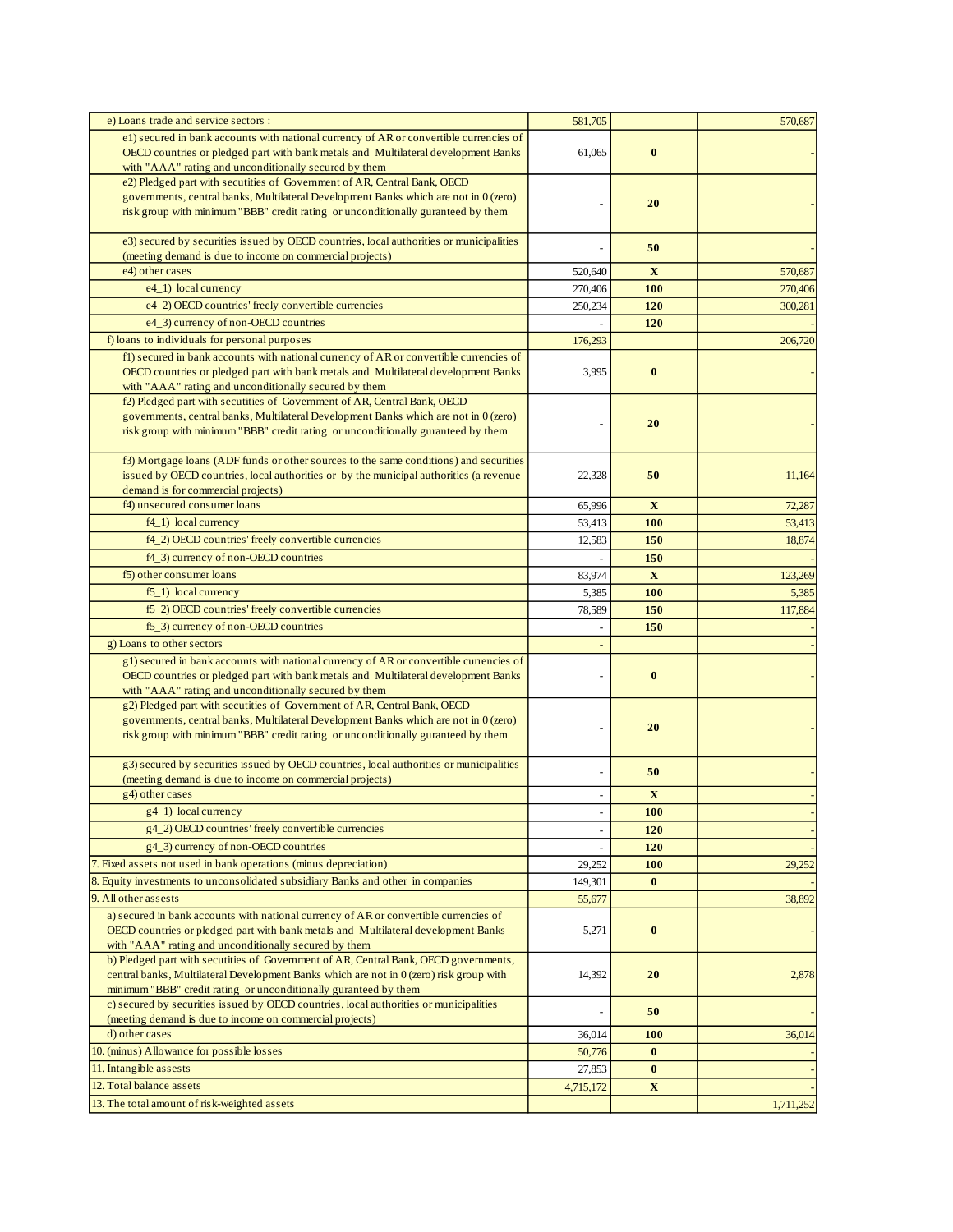| | | | |
|---|---|---|---|
| e) Loans trade and service sectors : | 581,705 | | 570,687 |
| e1) secured in bank accounts with national currency of AR or convertible currencies of OECD countries or pledged part with bank metals and Multilateral development Banks with "AAA" rating and unconditionally secured by them | 61,065 | 0 | - |
| e2) Pledged part with secutities of Government of AR, Central Bank, OECD governments, central banks, Multilateral Development Banks which are not in 0 (zero) risk group with minimum "BBB" credit rating or unconditionally guranteed by them | - | 20 | - |
| e3) secured by securities issued by OECD countries, local authorities or municipalities (meeting demand is due to income on commercial projects) | - | 50 | - |
| e4) other cases | 520,640 | X | 570,687 |
| e4_1) local currency | 270,406 | 100 | 270,406 |
| e4_2) OECD countries' freely convertible currencies | 250,234 | 120 | 300,281 |
| e4_3) currency of non-OECD countries | - | 120 | - |
| f) loans to individuals for personal purposes | 176,293 | | 206,720 |
| f1) secured in bank accounts with national currency of AR or convertible currencies of OECD countries or pledged part with bank metals and Multilateral development Banks with "AAA" rating and unconditionally secured by them | 3,995 | 0 | - |
| f2) Pledged part with secutities of Government of AR, Central Bank, OECD governments, central banks, Multilateral Development Banks which are not in 0 (zero) risk group with minimum "BBB" credit rating or unconditionally guranteed by them | - | 20 | - |
| f3) Mortgage loans (ADF funds or other sources to the same conditions) and securities issued by OECD countries, local authorities or by the municipal authorities (a revenue demand is for commercial projects) | 22,328 | 50 | 11,164 |
| f4) unsecured consumer loans | 65,996 | X | 72,287 |
| f4_1) local currency | 53,413 | 100 | 53,413 |
| f4_2) OECD countries' freely convertible currencies | 12,583 | 150 | 18,874 |
| f4_3) currency of non-OECD countries | - | 150 | - |
| f5) other consumer loans | 83,974 | X | 123,269 |
| f5_1) local currency | 5,385 | 100 | 5,385 |
| f5_2) OECD countries' freely convertible currencies | 78,589 | 150 | 117,884 |
| f5_3) currency of non-OECD countries | - | 150 | - |
| g) Loans to other sectors | - | | - |
| g1) secured in bank accounts with national currency of AR or convertible currencies of OECD countries or pledged part with bank metals and Multilateral development Banks with "AAA" rating and unconditionally secured by them | - | 0 | - |
| g2) Pledged part with secutities of Government of AR, Central Bank, OECD governments, central banks, Multilateral Development Banks which are not in 0 (zero) risk group with minimum "BBB" credit rating or unconditionally guranteed by them | - | 20 | - |
| g3) secured by securities issued by OECD countries, local authorities or municipalities (meeting demand is due to income on commercial projects) | - | 50 | - |
| g4) other cases | - | X | - |
| g4_1) local currency | - | 100 | - |
| g4_2) OECD countries' freely convertible currencies | - | 120 | - |
| g4_3) currency of non-OECD countries | - | 120 | - |
| 7. Fixed assets not used in bank operations (minus depreciation) | 29,252 | 100 | 29,252 |
| 8. Equity investments to unconsolidated subsidiary Banks and other in companies | 149,301 | 0 | - |
| 9. All other assests | 55,677 | | 38,892 |
| a) secured in bank accounts with national currency of AR or convertible currencies of OECD countries or pledged part with bank metals and Multilateral development Banks with "AAA" rating and unconditionally secured by them | 5,271 | 0 | - |
| b) Pledged part with secutities of Government of AR, Central Bank, OECD governments, central banks, Multilateral Development Banks which are not in 0 (zero) risk group with minimum "BBB" credit rating or unconditionally guranteed by them | 14,392 | 20 | 2,878 |
| c) secured by securities issued by OECD countries, local authorities or municipalities (meeting demand is due to income on commercial projects) | - | 50 | - |
| d) other cases | 36,014 | 100 | 36,014 |
| 10. (minus) Allowance for possible losses | 50,776 | 0 | - |
| 11. Intangible assests | 27,853 | 0 | - |
| 12. Total balance assets | 4,715,172 | X | - |
| 13. The total amount of risk-weighted assets | | | 1,711,252 |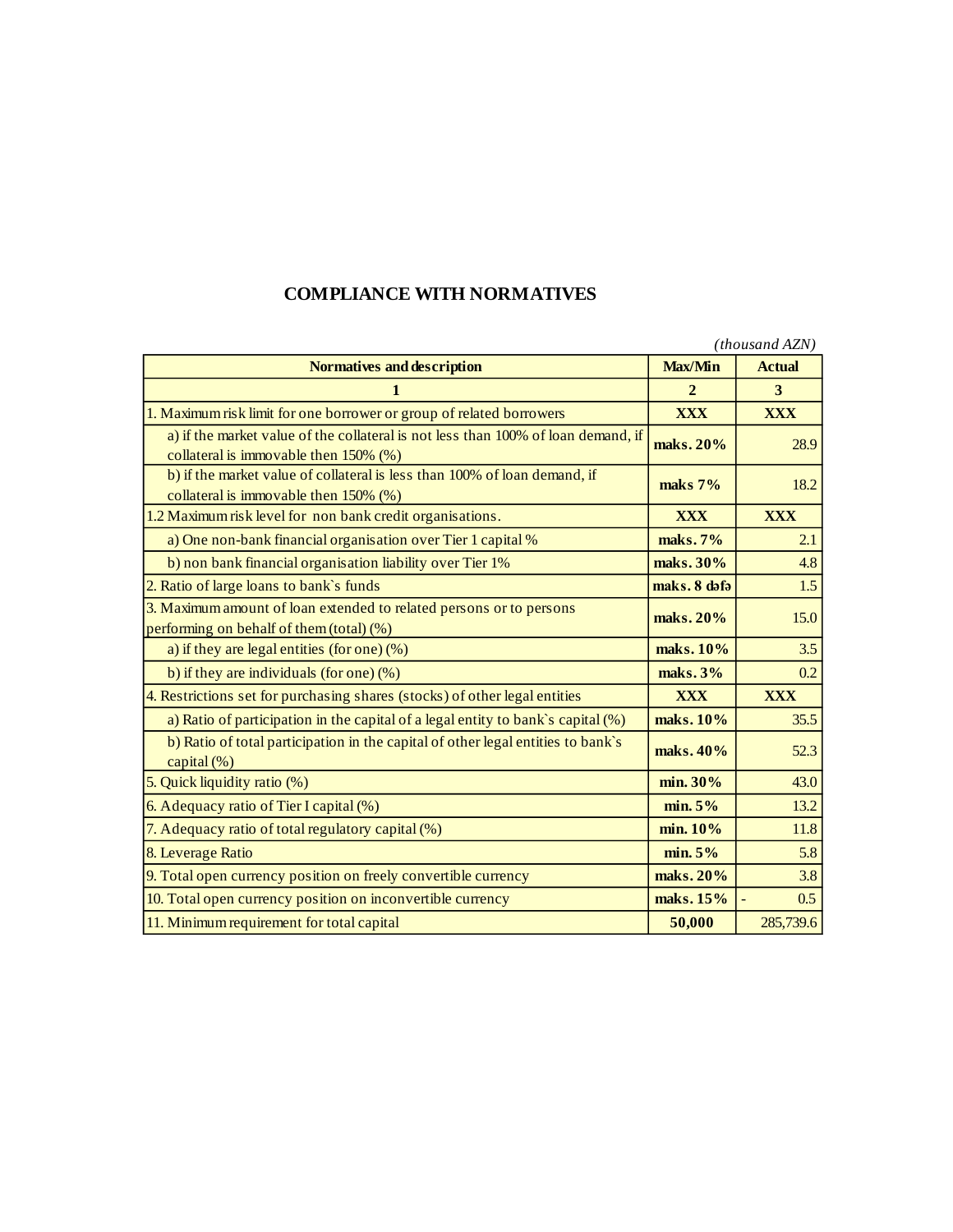## COMPLIANCE WITH NORMATIVES

*(thousand AZN)*

| Normatives and description | Max/Min | Actual |
|---|---|---|
| 1 | 2 | 3 |
| 1. Maximum risk limit for one borrower or group of related borrowers | XXX | XXX |
| a) if the market value of the collateral is not less than 100% of loan demand, if collateral is immovable then 150% (%) | maks. 20% | 28.9 |
| b) if the market value of collateral is less than 100% of loan demand, if collateral is immovable then 150% (%) | maks 7% | 18.2 |
| 1.2 Maximum risk level for non bank credit organisations. | XXX | XXX |
| a) One non-bank financial organisation over Tier 1 capital % | maks. 7% | 2.1 |
| b) non bank financial organisation liability over Tier 1% | maks. 30% | 4.8 |
| 2. Ratio of large loans to bank`s funds | maks. 8 dəfə | 1.5 |
| 3. Maximum amount of loan extended to related persons or to persons performing on behalf of them (total) (%) | maks. 20% | 15.0 |
| a) if they are legal entities (for one) (%) | maks. 10% | 3.5 |
| b) if they are individuals (for one) (%) | maks. 3% | 0.2 |
| 4. Restrictions set for purchasing shares (stocks) of other legal entities | XXX | XXX |
| a) Ratio of participation in the capital of a legal entity to bank`s capital (%) | maks. 10% | 35.5 |
| b) Ratio of total participation in the capital of other legal entities to bank`s capital (%) | maks. 40% | 52.3 |
| 5. Quick liquidity ratio (%) | min. 30% | 43.0 |
| 6. Adequacy ratio of Tier I capital (%) | min. 5% | 13.2 |
| 7. Adequacy ratio of total regulatory capital (%) | min. 10% | 11.8 |
| 8. Leverage Ratio | min. 5% | 5.8 |
| 9. Total open currency position on freely convertible currency | maks. 20% | 3.8 |
| 10. Total open currency position on inconvertible currency | maks. 15% | - 0.5 |
| 11. Minimum requirement for total capital | 50,000 | 285,739.6 |